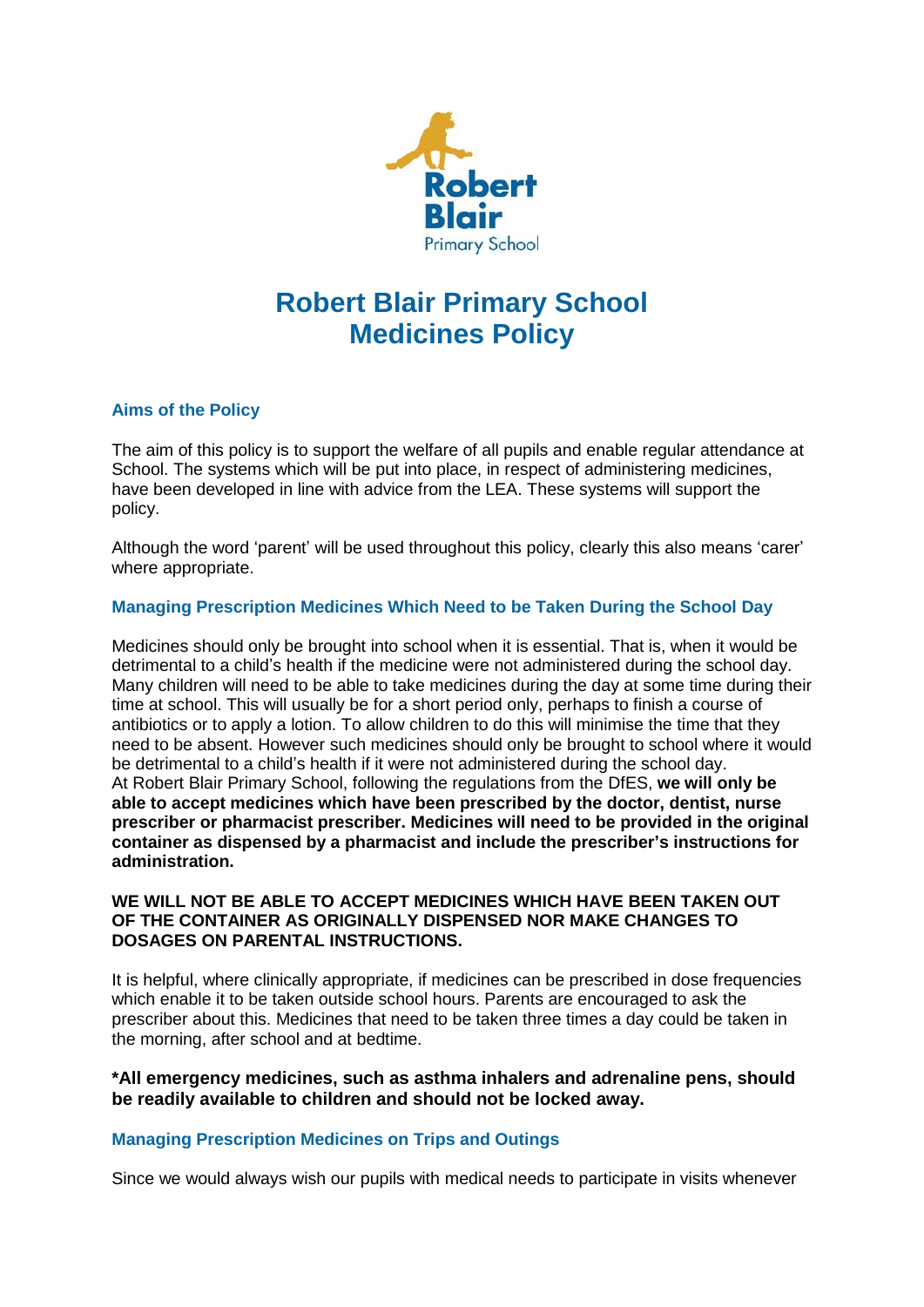# Robert Blair Primary School
# Medicines Policy

## Aims of the Policy

The aim of this policy is to support the welfare of all pupils and enable regular attendance at School. The systems which will be put into place, in respect of administering medicines, have been developed in line with advice from the LEA. These systems will support the policy.

Although the word 'parent' will be used throughout this policy, clearly this also means 'carer' where appropriate.

## Managing Prescription Medicines Which Need to be Taken During the School Day

Medicines should only be brought into school when it is essential. That is, when it would be detrimental to a child's health if the medicine were not administered during the school day. Many children will need to be able to take medicines during the day at some time during their time at school. This will usually be for a short period only, perhaps to finish a course of antibiotics or to apply a lotion. To allow children to do this will minimise the time that they need to be absent. However such medicines should only be brought to school where it would be detrimental to a child's health if it were not administered during the school day.
At Robert Blair Primary School, following the regulations from the DfES, **we will only be able to accept medicines which have been prescribed by the doctor, dentist, nurse prescriber or pharmacist prescriber. Medicines will need to be provided in the original container as dispensed by a pharmacist and include the prescriber's instructions for administration.**

**WE WILL NOT BE ABLE TO ACCEPT MEDICINES WHICH HAVE BEEN TAKEN OUT OF THE CONTAINER AS ORIGINALLY DISPENSED NOR MAKE CHANGES TO DOSAGES ON PARENTAL INSTRUCTIONS.**

It is helpful, where clinically appropriate, if medicines can be prescribed in dose frequencies which enable it to be taken outside school hours. Parents are encouraged to ask the prescriber about this. Medicines that need to be taken three times a day could be taken in the morning, after school and at bedtime.

**\*All emergency medicines, such as asthma inhalers and adrenaline pens, should be readily available to children and should not be locked away.**

## Managing Prescription Medicines on Trips and Outings

Since we would always wish our pupils with medical needs to participate in visits whenever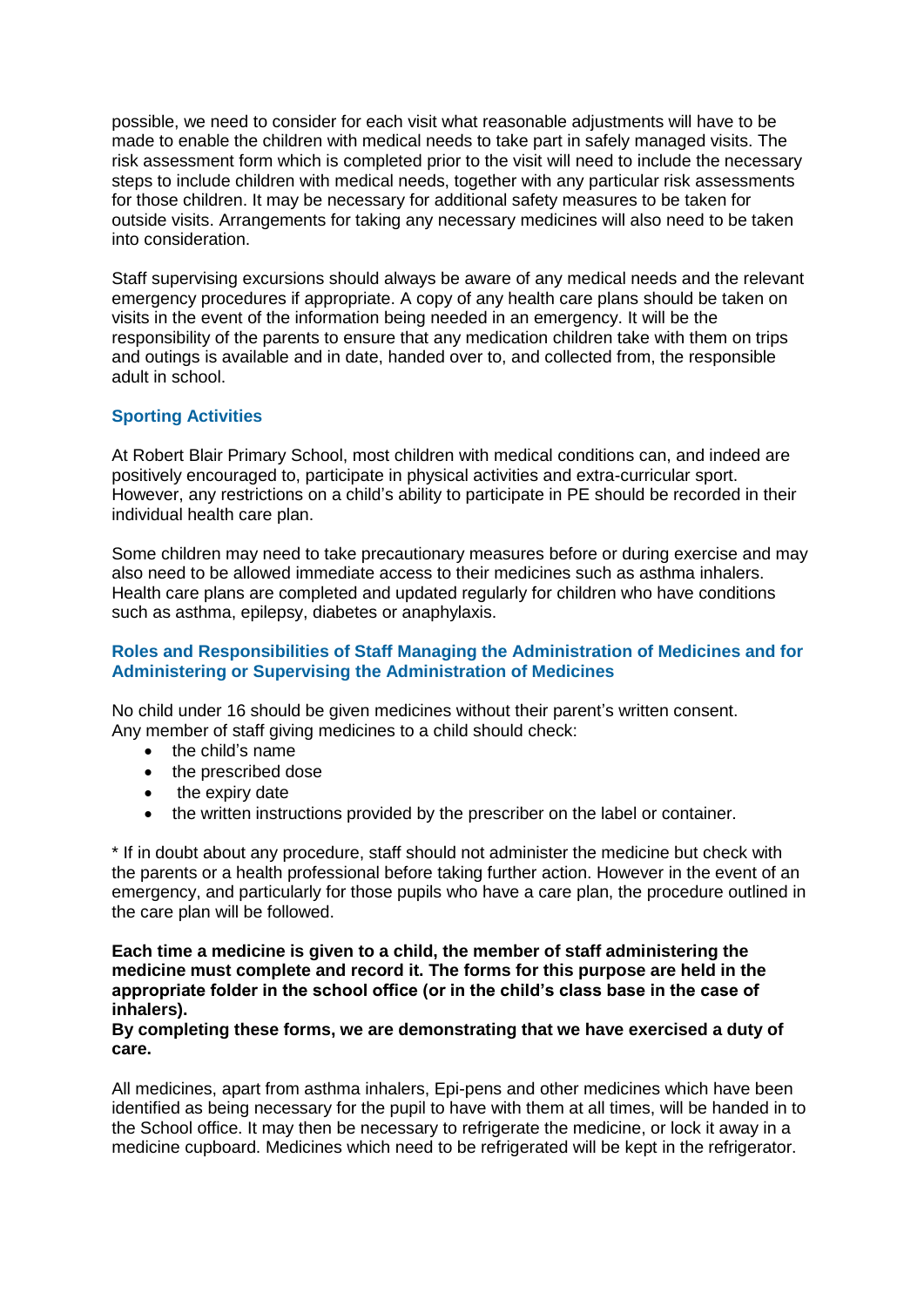possible, we need to consider for each visit what reasonable adjustments will have to be made to enable the children with medical needs to take part in safely managed visits. The risk assessment form which is completed prior to the visit will need to include the necessary steps to include children with medical needs, together with any particular risk assessments for those children. It may be necessary for additional safety measures to be taken for outside visits. Arrangements for taking any necessary medicines will also need to be taken into consideration.

Staff supervising excursions should always be aware of any medical needs and the relevant emergency procedures if appropriate. A copy of any health care plans should be taken on visits in the event of the information being needed in an emergency. It will be the responsibility of the parents to ensure that any medication children take with them on trips and outings is available and in date, handed over to, and collected from, the responsible adult in school.

### Sporting Activities

At Robert Blair Primary School, most children with medical conditions can, and indeed are positively encouraged to, participate in physical activities and extra-curricular sport. However, any restrictions on a child's ability to participate in PE should be recorded in their individual health care plan.

Some children may need to take precautionary measures before or during exercise and may also need to be allowed immediate access to their medicines such as asthma inhalers. Health care plans are completed and updated regularly for children who have conditions such as asthma, epilepsy, diabetes or anaphylaxis.

### Roles and Responsibilities of Staff Managing the Administration of Medicines and for Administering or Supervising the Administration of Medicines

No child under 16 should be given medicines without their parent's written consent. Any member of staff giving medicines to a child should check:

- the child's name
- the prescribed dose
- the expiry date
- the written instructions provided by the prescriber on the label or container.

* If in doubt about any procedure, staff should not administer the medicine but check with the parents or a health professional before taking further action. However in the event of an emergency, and particularly for those pupils who have a care plan, the procedure outlined in the care plan will be followed.

**Each time a medicine is given to a child, the member of staff administering the medicine must complete and record it. The forms for this purpose are held in the appropriate folder in the school office (or in the child's class base in the case of inhalers).**
**By completing these forms, we are demonstrating that we have exercised a duty of care.**

All medicines, apart from asthma inhalers, Epi-pens and other medicines which have been identified as being necessary for the pupil to have with them at all times, will be handed in to the School office. It may then be necessary to refrigerate the medicine, or lock it away in a medicine cupboard. Medicines which need to be refrigerated will be kept in the refrigerator.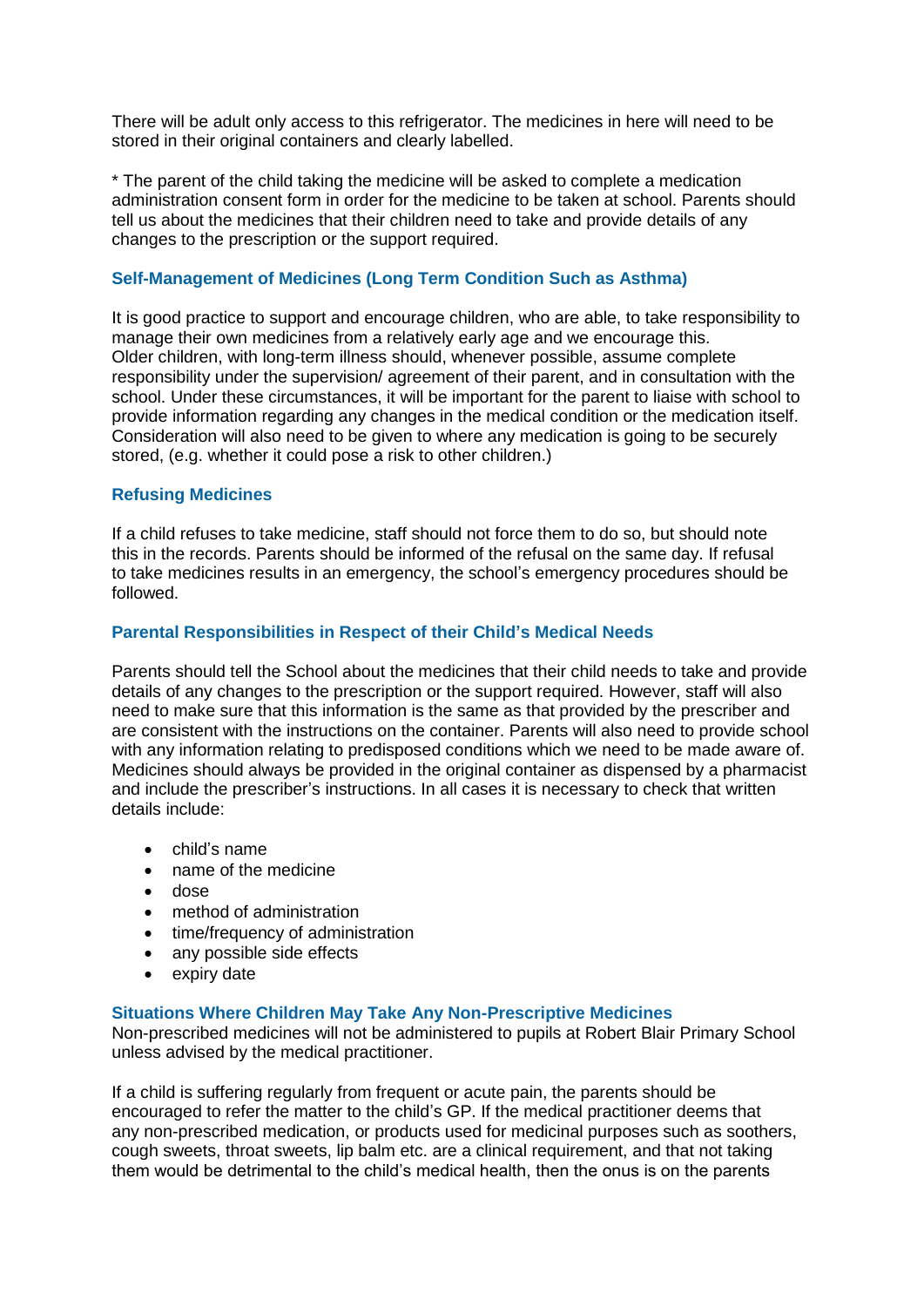There will be adult only access to this refrigerator. The medicines in here will need to be stored in their original containers and clearly labelled.

* The parent of the child taking the medicine will be asked to complete a medication administration consent form in order for the medicine to be taken at school. Parents should tell us about the medicines that their children need to take and provide details of any changes to the prescription or the support required.

### Self-Management of Medicines (Long Term Condition Such as Asthma)

It is good practice to support and encourage children, who are able, to take responsibility to manage their own medicines from a relatively early age and we encourage this.
Older children, with long-term illness should, whenever possible, assume complete responsibility under the supervision/ agreement of their parent, and in consultation with the school. Under these circumstances, it will be important for the parent to liaise with school to provide information regarding any changes in the medical condition or the medication itself. Consideration will also need to be given to where any medication is going to be securely stored, (e.g. whether it could pose a risk to other children.)

### Refusing Medicines

If a child refuses to take medicine, staff should not force them to do so, but should note this in the records. Parents should be informed of the refusal on the same day. If refusal to take medicines results in an emergency, the school's emergency procedures should be followed.

### Parental Responsibilities in Respect of their Child's Medical Needs

Parents should tell the School about the medicines that their child needs to take and provide details of any changes to the prescription or the support required. However, staff will also need to make sure that this information is the same as that provided by the prescriber and are consistent with the instructions on the container. Parents will also need to provide school with any information relating to predisposed conditions which we need to be made aware of. Medicines should always be provided in the original container as dispensed by a pharmacist and include the prescriber's instructions. In all cases it is necessary to check that written details include:

- child's name
- name of the medicine
- dose
- method of administration
- time/frequency of administration
- any possible side effects
- expiry date

### Situations Where Children May Take Any Non-Prescriptive Medicines

Non-prescribed medicines will not be administered to pupils at Robert Blair Primary School unless advised by the medical practitioner.

If a child is suffering regularly from frequent or acute pain, the parents should be encouraged to refer the matter to the child's GP. If the medical practitioner deems that any non-prescribed medication, or products used for medicinal purposes such as soothers, cough sweets, throat sweets, lip balm etc. are a clinical requirement, and that not taking them would be detrimental to the child's medical health, then the onus is on the parents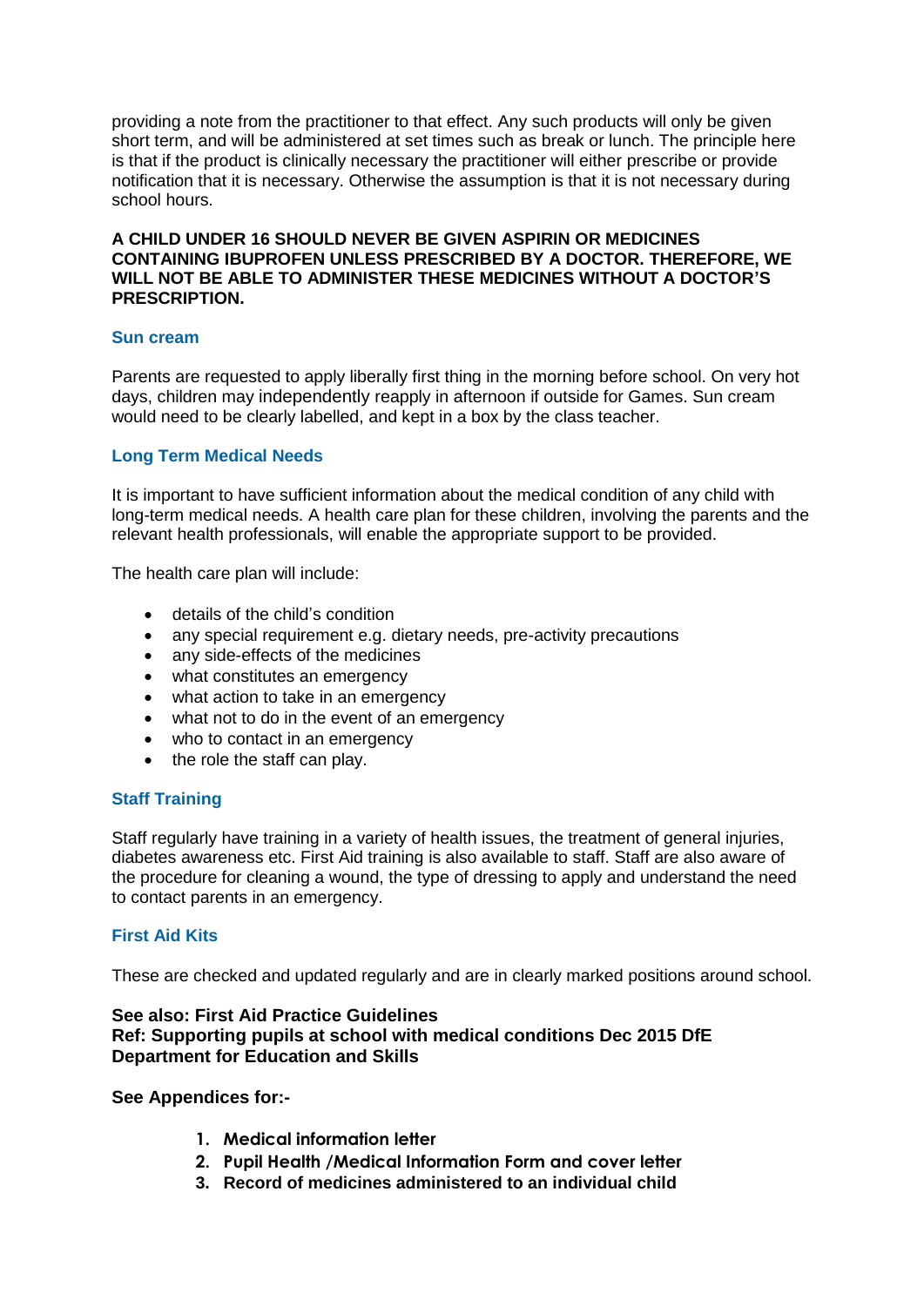providing a note from the practitioner to that effect. Any such products will only be given short term, and will be administered at set times such as break or lunch. The principle here is that if the product is clinically necessary the practitioner will either prescribe or provide notification that it is necessary. Otherwise the assumption is that it is not necessary during school hours.

**A CHILD UNDER 16 SHOULD NEVER BE GIVEN ASPIRIN OR MEDICINES CONTAINING IBUPROFEN UNLESS PRESCRIBED BY A DOCTOR. THEREFORE, WE WILL NOT BE ABLE TO ADMINISTER THESE MEDICINES WITHOUT A DOCTOR'S PRESCRIPTION.**

### Sun cream

Parents are requested to apply liberally first thing in the morning before school. On very hot days, children may independently reapply in afternoon if outside for Games. Sun cream would need to be clearly labelled, and kept in a box by the class teacher.

### Long Term Medical Needs

It is important to have sufficient information about the medical condition of any child with long-term medical needs. A health care plan for these children, involving the parents and the relevant health professionals, will enable the appropriate support to be provided.

The health care plan will include:

- details of the child's condition
- any special requirement e.g. dietary needs, pre-activity precautions
- any side-effects of the medicines
- what constitutes an emergency
- what action to take in an emergency
- what not to do in the event of an emergency
- who to contact in an emergency
- the role the staff can play.

### Staff Training

Staff regularly have training in a variety of health issues, the treatment of general injuries, diabetes awareness etc. First Aid training is also available to staff. Staff are also aware of the procedure for cleaning a wound, the type of dressing to apply and understand the need to contact parents in an emergency.

### First Aid Kits

These are checked and updated regularly and are in clearly marked positions around school.

**See also: First Aid Practice Guidelines**
**Ref: Supporting pupils at school with medical conditions Dec 2015 DfE**
**Department for Education and Skills**

**See Appendices for:-**

1. **Medical information letter**
2. **Pupil Health /Medical Information Form and cover letter**
3. **Record of medicines administered to an individual child**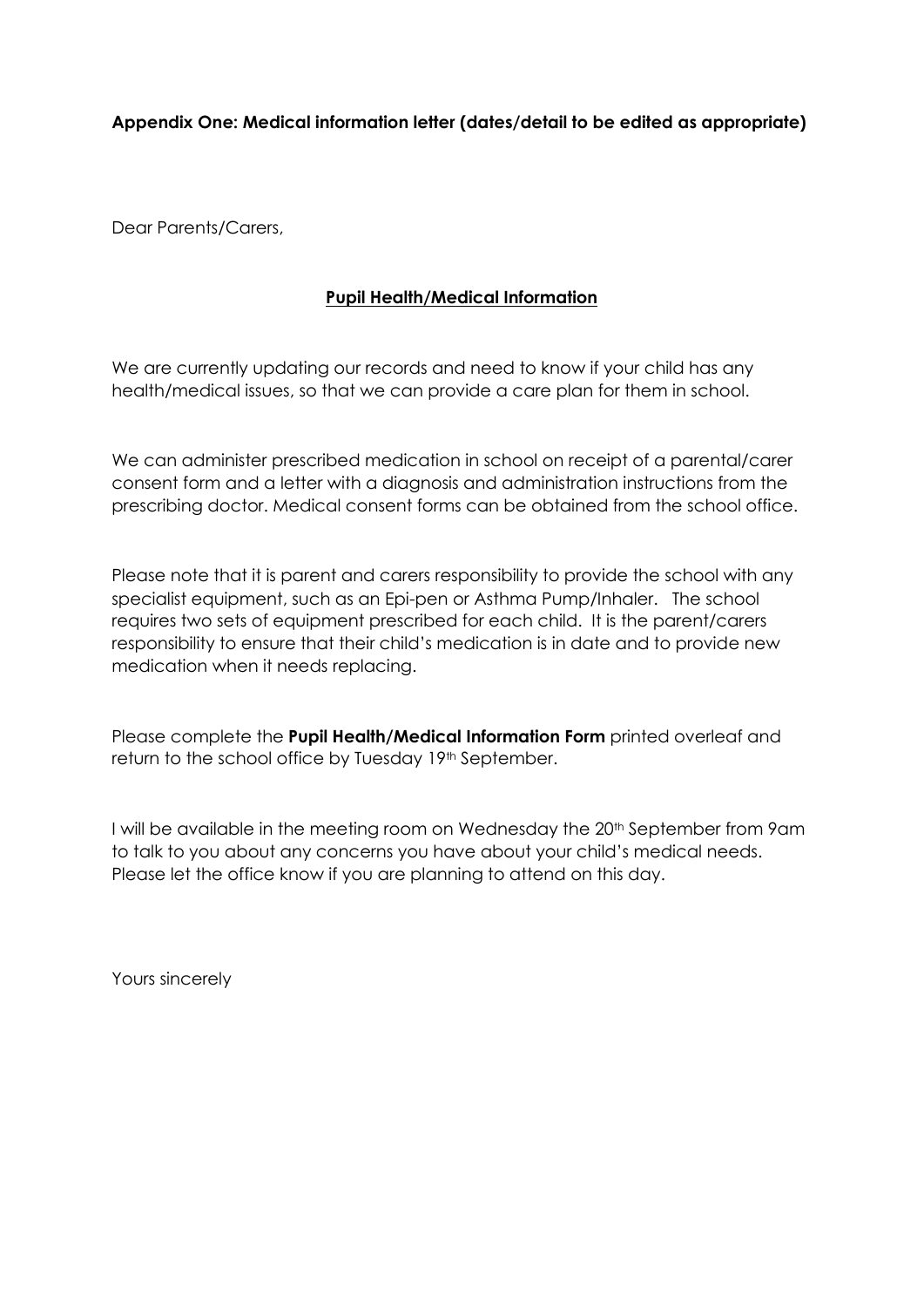**Appendix One: Medical information letter (dates/detail to be edited as appropriate)**

Dear Parents/Carers,

## **Pupil Health/Medical Information**

We are currently updating our records and need to know if your child has any health/medical issues, so that we can provide a care plan for them in school.

We can administer prescribed medication in school on receipt of a parental/carer consent form and a letter with a diagnosis and administration instructions from the prescribing doctor. Medical consent forms can be obtained from the school office.

Please note that it is parent and carers responsibility to provide the school with any specialist equipment, such as an Epi-pen or Asthma Pump/Inhaler. The school requires two sets of equipment prescribed for each child. It is the parent/carers responsibility to ensure that their child's medication is in date and to provide new medication when it needs replacing.

Please complete the **Pupil Health/Medical Information Form** printed overleaf and return to the school office by Tuesday 19th September.

I will be available in the meeting room on Wednesday the 20th September from 9am to talk to you about any concerns you have about your child's medical needs. Please let the office know if you are planning to attend on this day.

Yours sincerely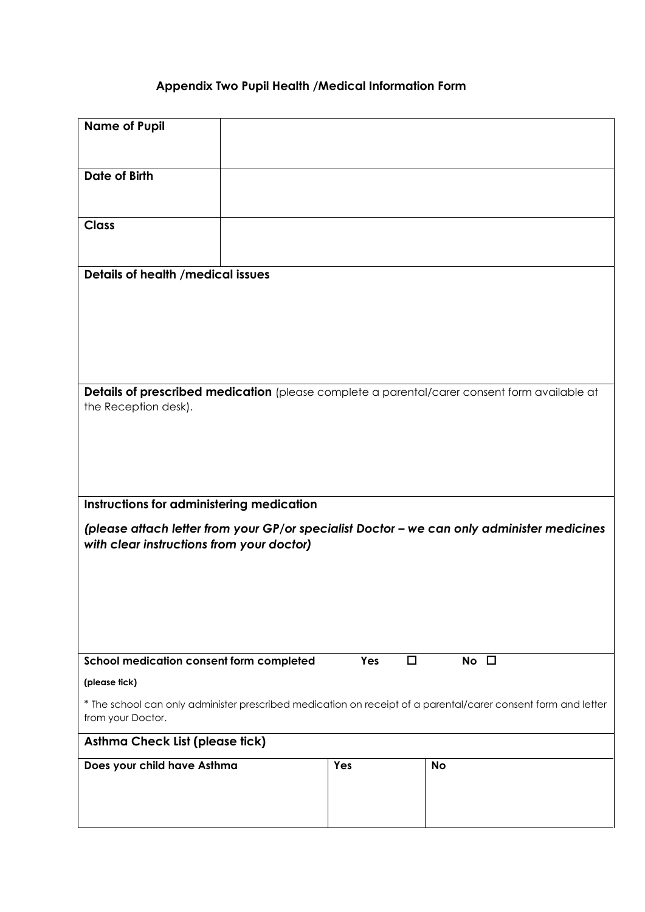### Appendix Two Pupil Health /Medical Information Form

| **Name of Pupil** | |
|---|---|
| **Date of Birth** | |
| **Class** | |

**Details of health /medical issues**

**Details of prescribed medication** (please complete a parental/carer consent form available at the Reception desk).

**Instructions for administering medication**

***(please attach letter from your GP/or specialist Doctor – we can only administer medicines with clear instructions from your doctor)***

**School medication consent form completed** **Yes** ☐ **No** ☐

**(please tick)**

* The school can only administer prescribed medication on receipt of a parental/carer consent form and letter from your Doctor.

**Asthma Check List (please tick)**

| **Does your child have Asthma** | **Yes** | **No** |
|---|---|---|
| | | |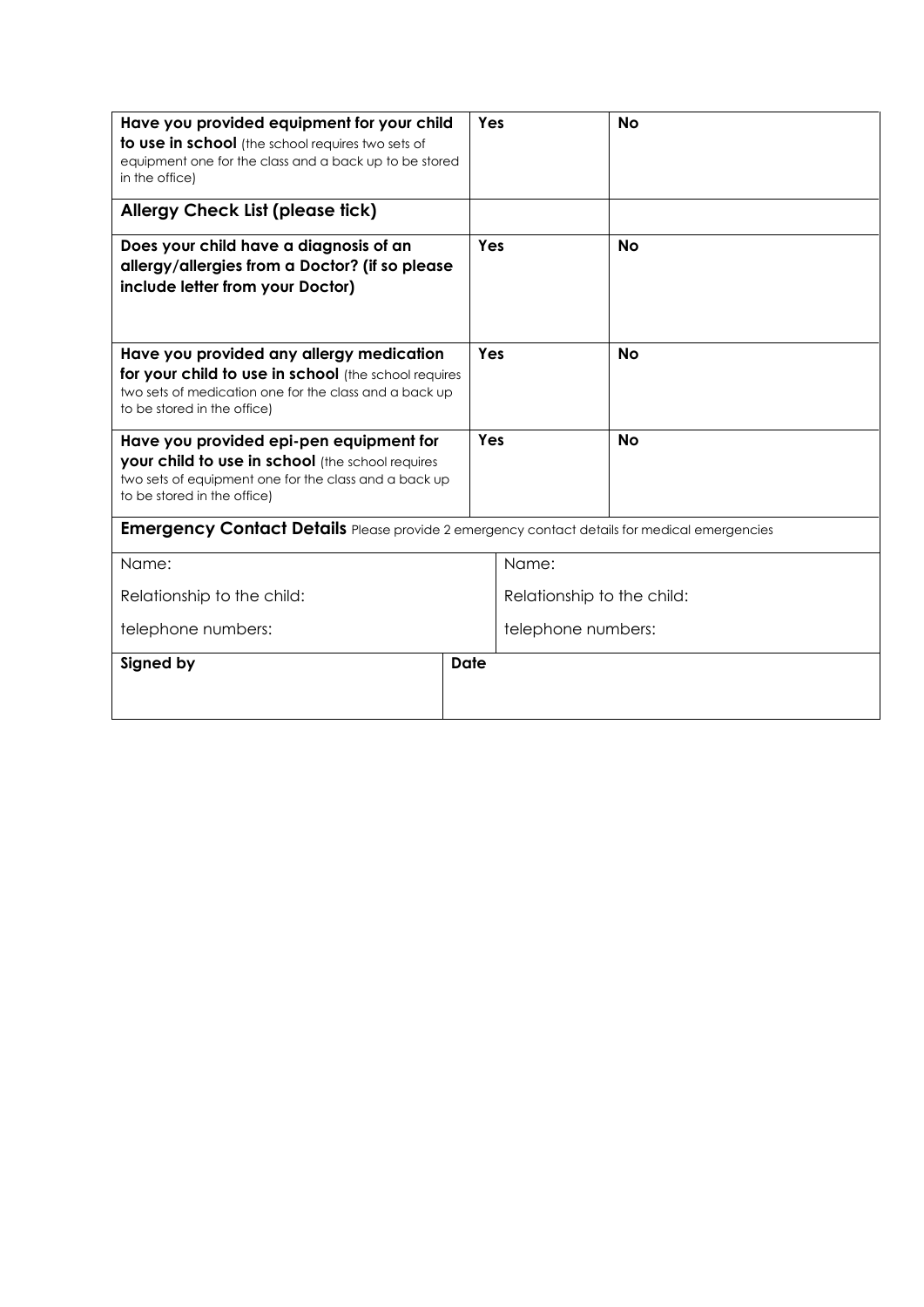| | | |
|---|---|---|
| **Have you provided equipment for your child to use in school** (the school requires two sets of equipment one for the class and a back up to be stored in the office) | **Yes** | **No** |
| **Allergy Check List (please tick)** | | |
| **Does your child have a diagnosis of an allergy/allergies from a Doctor? (if so please include letter from your Doctor)** | **Yes** | **No** |
| **Have you provided any allergy medication for your child to use in school** (the school requires two sets of medication one for the class and a back up to be stored in the office) | **Yes** | **No** |
| **Have you provided epi-pen equipment for your child to use in school** (the school requires two sets of equipment one for the class and a back up to be stored in the office) | **Yes** | **No** |

**Emergency Contact Details** Please provide 2 emergency contact details for medical emergencies

| | |
|---|---|
| Name: | Name: |
| Relationship to the child: | Relationship to the child: |
| telephone numbers: | telephone numbers: |

| | |
|---|---|
| **Signed by** | **Date** |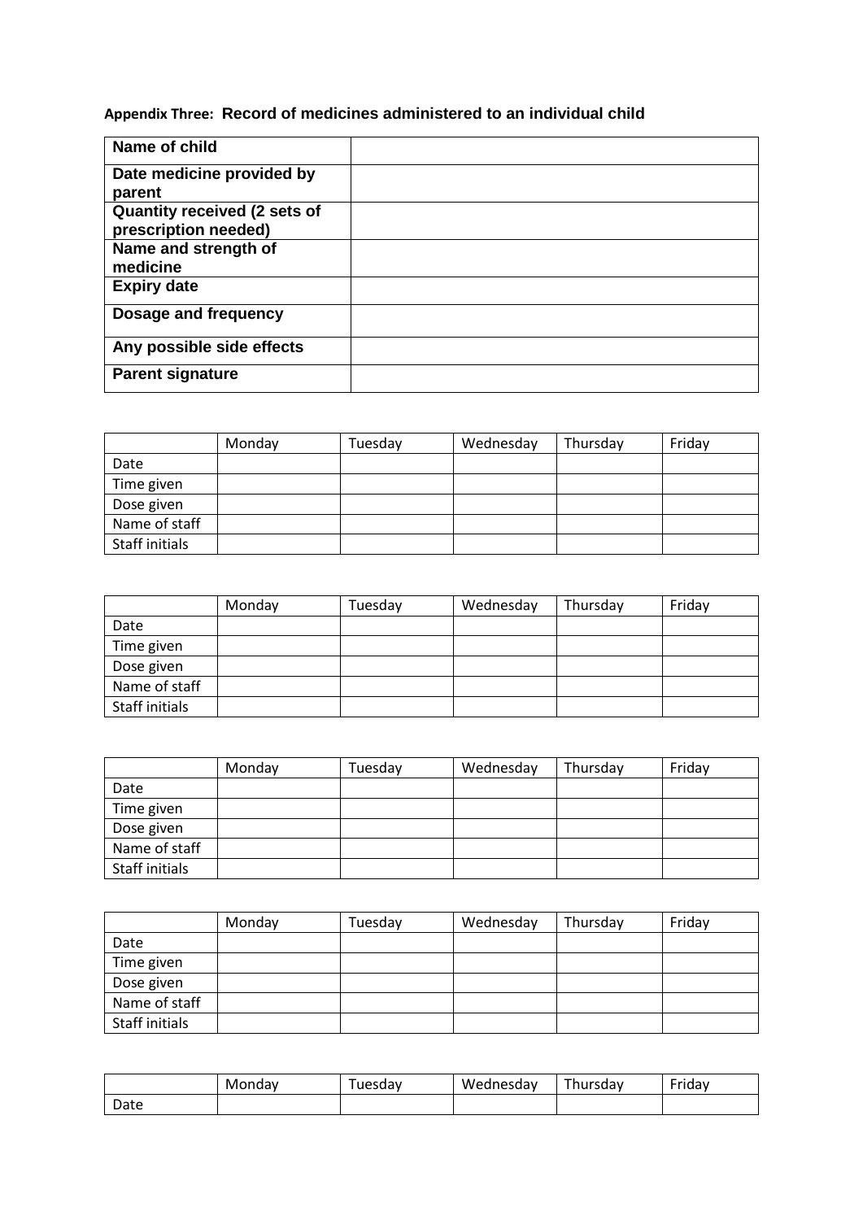**Appendix Three: Record of medicines administered to an individual child**

| Name of child | |
|---|---|
| Date medicine provided by parent | |
| Quantity received (2 sets of prescription needed) | |
| Name and strength of medicine | |
| Expiry date | |
| Dosage and frequency | |
| Any possible side effects | |
| Parent signature | |

| | Monday | Tuesday | Wednesday | Thursday | Friday |
|---|---|---|---|---|---|
| Date | | | | | |
| Time given | | | | | |
| Dose given | | | | | |
| Name of staff | | | | | |
| Staff initials | | | | | |

| | Monday | Tuesday | Wednesday | Thursday | Friday |
|---|---|---|---|---|---|
| Date | | | | | |
| Time given | | | | | |
| Dose given | | | | | |
| Name of staff | | | | | |
| Staff initials | | | | | |

| | Monday | Tuesday | Wednesday | Thursday | Friday |
|---|---|---|---|---|---|
| Date | | | | | |
| Time given | | | | | |
| Dose given | | | | | |
| Name of staff | | | | | |
| Staff initials | | | | | |

| | Monday | Tuesday | Wednesday | Thursday | Friday |
|---|---|---|---|---|---|
| Date | | | | | |
| Time given | | | | | |
| Dose given | | | | | |
| Name of staff | | | | | |
| Staff initials | | | | | |

| | Monday | Tuesday | Wednesday | Thursday | Friday |
|---|---|---|---|---|---|
| Date | | | | | |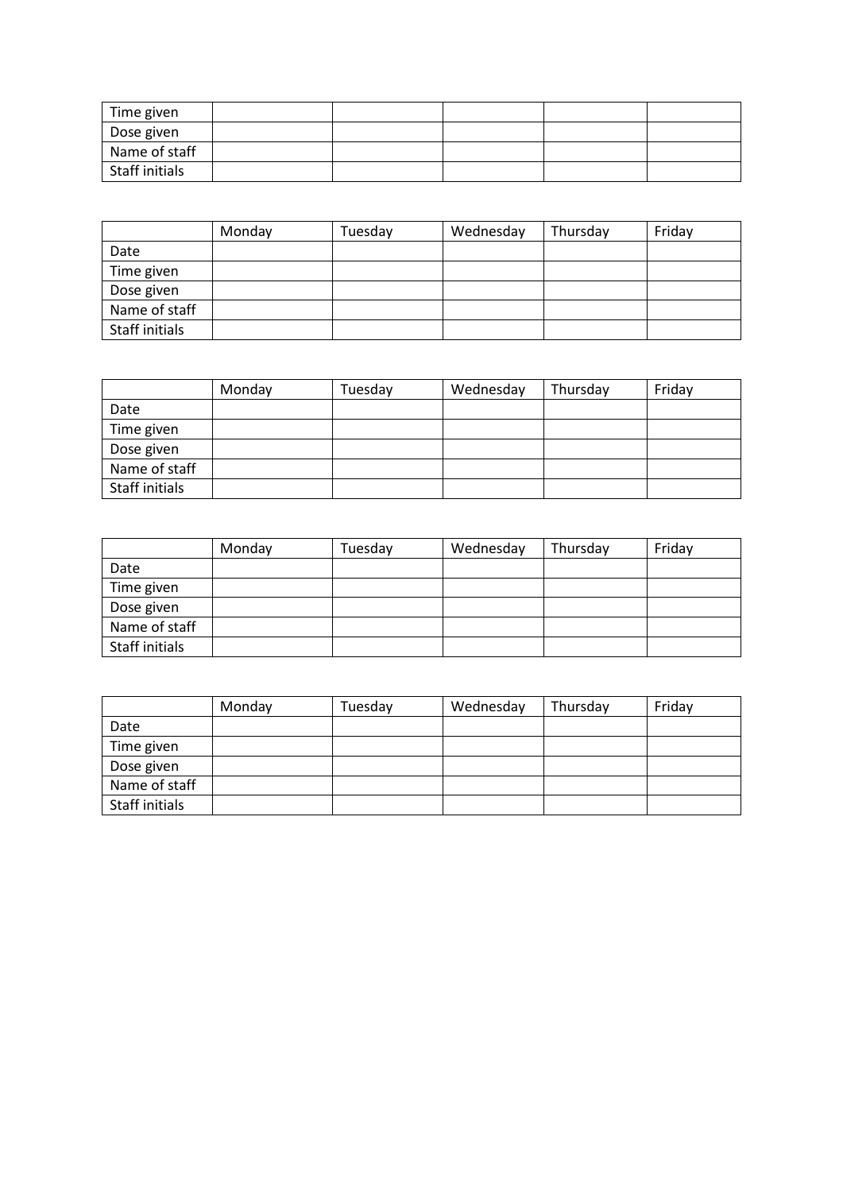| | | | | | |
|---|---|---|---|---|---|
| Time given | | | | | |
| Dose given | | | | | |
| Name of staff | | | | | |
| Staff initials | | | | | |

| | Monday | Tuesday | Wednesday | Thursday | Friday |
|---|---|---|---|---|---|
| Date | | | | | |
| Time given | | | | | |
| Dose given | | | | | |
| Name of staff | | | | | |
| Staff initials | | | | | |

| | Monday | Tuesday | Wednesday | Thursday | Friday |
|---|---|---|---|---|---|
| Date | | | | | |
| Time given | | | | | |
| Dose given | | | | | |
| Name of staff | | | | | |
| Staff initials | | | | | |

| | Monday | Tuesday | Wednesday | Thursday | Friday |
|---|---|---|---|---|---|
| Date | | | | | |
| Time given | | | | | |
| Dose given | | | | | |
| Name of staff | | | | | |
| Staff initials | | | | | |

| | Monday | Tuesday | Wednesday | Thursday | Friday |
|---|---|---|---|---|---|
| Date | | | | | |
| Time given | | | | | |
| Dose given | | | | | |
| Name of staff | | | | | |
| Staff initials | | | | | |